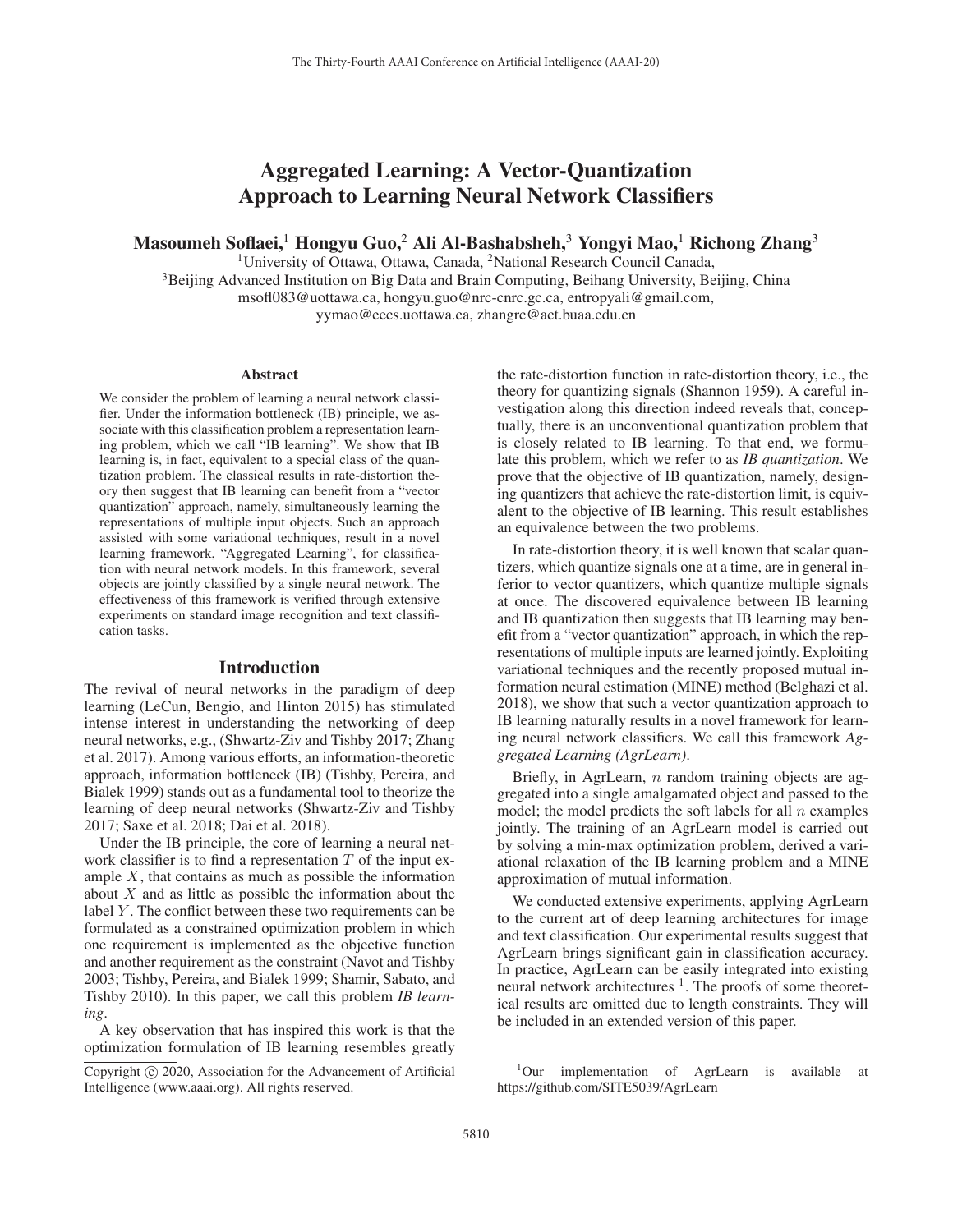# Aggregated Learning: A Vector-Quantization Approach to Learning Neural Network Classifiers

**Masoumeh Soflaei,[1] Hongyu Guo,[2] Ali Al-Bashabsheh,[3] Yongyi Mao,[1] Richong Zhang[3]**

[1]University of Ottawa, Ottawa, Canada, [2]National Research Council Canada,
[3]Beijing Advanced Institution on Big Data and Brain Computing, Beihang University, Beijing, China
msofl083@uottawa.ca, hongyu.guo@nrc-cnrc.gc.ca, entropyali@gmail.com,
yymao@eecs.uottawa.ca, zhangrc@act.buaa.edu.cn

## Abstract

We consider the problem of learning a neural network classifier. Under the information bottleneck (IB) principle, we associate with this classification problem a representation learning problem, which we call "IB learning". We show that IB learning is, in fact, equivalent to a special class of the quantization problem. The classical results in rate-distortion theory then suggest that IB learning can benefit from a "vector quantization" approach, namely, simultaneously learning the representations of multiple input objects. Such an approach assisted with some variational techniques, result in a novel learning framework, "Aggregated Learning", for classification with neural network models. In this framework, several objects are jointly classified by a single neural network. The effectiveness of this framework is verified through extensive experiments on standard image recognition and text classification tasks.

## Introduction

The revival of neural networks in the paradigm of deep learning (LeCun, Bengio, and Hinton 2015) has stimulated intense interest in understanding the networking of deep neural networks, e.g., (Shwartz-Ziv and Tishby 2017; Zhang et al. 2017). Among various efforts, an information-theoretic approach, information bottleneck (IB) (Tishby, Pereira, and Bialek 1999) stands out as a fundamental tool to theorize the learning of deep neural networks (Shwartz-Ziv and Tishby 2017; Saxe et al. 2018; Dai et al. 2018).

Under the IB principle, the core of learning a neural network classifier is to find a representation $T$ of the input example $X$, that contains as much as possible the information about $X$ and as little as possible the information about the label $Y$. The conflict between these two requirements can be formulated as a constrained optimization problem in which one requirement is implemented as the objective function and another requirement as the constraint (Navot and Tishby 2003; Tishby, Pereira, and Bialek 1999; Shamir, Sabato, and Tishby 2010). In this paper, we call this problem *IB learning*.

A key observation that has inspired this work is that the optimization formulation of IB learning resembles greatly the rate-distortion function in rate-distortion theory, i.e., the theory for quantizing signals (Shannon 1959). A careful investigation along this direction indeed reveals that, conceptually, there is an unconventional quantization problem that is closely related to IB learning. To that end, we formulate this problem, which we refer to as *IB quantization*. We prove that the objective of IB quantization, namely, designing quantizers that achieve the rate-distortion limit, is equivalent to the objective of IB learning. This result establishes an equivalence between the two problems.

In rate-distortion theory, it is well known that scalar quantizers, which quantize signals one at a time, are in general inferior to vector quantizers, which quantize multiple signals at once. The discovered equivalence between IB learning and IB quantization then suggests that IB learning may benefit from a "vector quantization" approach, in which the representations of multiple inputs are learned jointly. Exploiting variational techniques and the recently proposed mutual information neural estimation (MINE) method (Belghazi et al. 2018), we show that such a vector quantization approach to IB learning naturally results in a novel framework for learning neural network classifiers. We call this framework *Aggregated Learning (AgrLearn)*.

Briefly, in AgrLearn, $n$ random training objects are aggregated into a single amalgamated object and passed to the model; the model predicts the soft labels for all $n$ examples jointly. The training of an AgrLearn model is carried out by solving a min-max optimization problem, derived a variational relaxation of the IB learning problem and a MINE approximation of mutual information.

We conducted extensive experiments, applying AgrLearn to the current art of deep learning architectures for image and text classification. Our experimental results suggest that AgrLearn brings significant gain in classification accuracy. In practice, AgrLearn can be easily integrated into existing neural network architectures [1]. The proofs of some theoretical results are omitted due to length constraints. They will be included in an extended version of this paper.

[1] Our implementation of AgrLearn is available at https://github.com/SITE5039/AgrLearn

Copyright © 2020, Association for the Advancement of Artificial Intelligence (www.aaai.org). All rights reserved.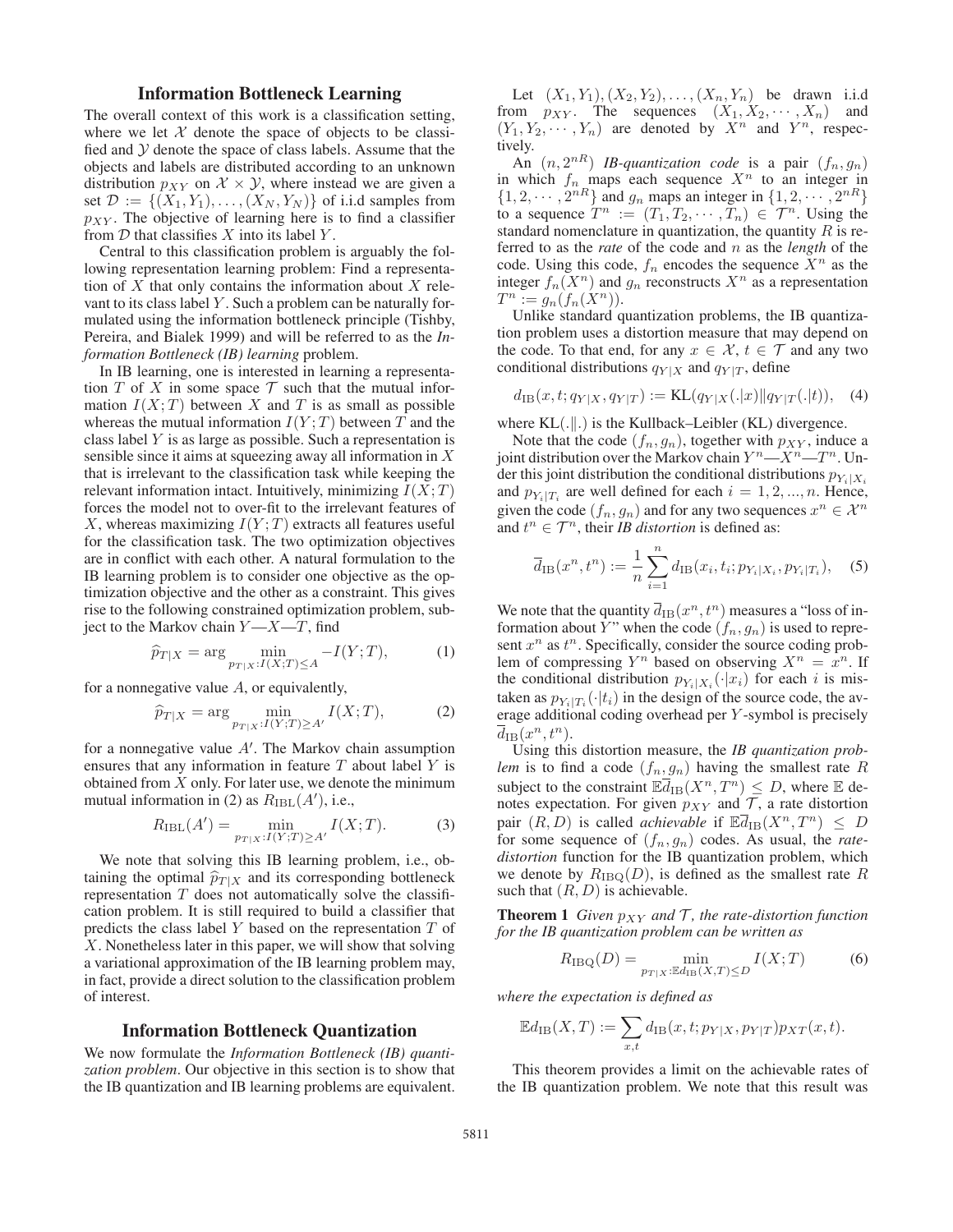## Information Bottleneck Learning

The overall context of this work is a classification setting, where we let $\mathcal{X}$ denote the space of objects to be classified and $\mathcal{Y}$ denote the space of class labels. Assume that the objects and labels are distributed according to an unknown distribution $p_{XY}$ on $\mathcal{X} \times \mathcal{Y}$, where instead we are given a set $\mathcal{D} := \{(X_1, Y_1), \ldots, (X_N, Y_N)\}$ of i.i.d samples from $p_{XY}$. The objective of learning here is to find a classifier from $\mathcal{D}$ that classifies $X$ into its label $Y$.

Central to this classification problem is arguably the following representation learning problem: Find a representation of $X$ that only contains the information about $X$ relevant to its class label $Y$. Such a problem can be naturally formulated using the information bottleneck principle (Tishby, Pereira, and Bialek 1999) and will be referred to as the *Information Bottleneck (IB) learning* problem.

In IB learning, one is interested in learning a representation $T$ of $X$ in some space $\mathcal{T}$ such that the mutual information $I(X;T)$ between $X$ and $T$ is as small as possible whereas the mutual information $I(Y;T)$ between $T$ and the class label $Y$ is as large as possible. Such a representation is sensible since it aims at squeezing away all information in $X$ that is irrelevant to the classification task while keeping the relevant information intact. Intuitively, minimizing $I(X;T)$ forces the model not to over-fit to the irrelevant features of $X$, whereas maximizing $I(Y;T)$ extracts all features useful for the classification task. The two optimization objectives are in conflict with each other. A natural formulation to the IB learning problem is to consider one objective as the optimization objective and the other as a constraint. This gives rise to the following constrained optimization problem, subject to the Markov chain $Y$—$X$—$T$, find

$$\widehat{p}_{T|X} = \arg \min_{p_{T|X}: I(X;T) \leq A} -I(Y;T), \qquad (1)$$

for a nonnegative value $A$, or equivalently,

$$\widehat{p}_{T|X} = \arg \min_{p_{T|X}: I(Y;T) \geq A'} I(X;T), \qquad (2)$$

for a nonnegative value $A'$. The Markov chain assumption ensures that any information in feature $T$ about label $Y$ is obtained from $X$ only. For later use, we denote the minimum mutual information in (2) as $R_{\text{IBL}}(A')$, i.e.,

$$R_{\text{IBL}}(A') = \min_{p_{T|X}: I(Y;T) \geq A'} I(X;T). \qquad (3)$$

We note that solving this IB learning problem, i.e., obtaining the optimal $\widehat{p}_{T|X}$ and its corresponding bottleneck representation $T$ does not automatically solve the classification problem. It is still required to build a classifier that predicts the class label $Y$ based on the representation $T$ of $X$. Nonetheless later in this paper, we will show that solving a variational approximation of the IB learning problem may, in fact, provide a direct solution to the classification problem of interest.

## Information Bottleneck Quantization

We now formulate the *Information Bottleneck (IB) quantization problem*. Our objective in this section is to show that the IB quantization and IB learning problems are equivalent.

Let $(X_1, Y_1), (X_2, Y_2), \ldots, (X_n, Y_n)$ be drawn i.i.d from $p_{XY}$. The sequences $(X_1, X_2, \cdots, X_n)$ and $(Y_1, Y_2, \cdots, Y_n)$ are denoted by $X^n$ and $Y^n$, respectively.

An $(n, 2^{nR})$ *IB-quantization code* is a pair $(f_n, g_n)$ in which $f_n$ maps each sequence $X^n$ to an integer in $\{1, 2, \cdots, 2^{nR}\}$ and $g_n$ maps an integer in $\{1, 2, \cdots, 2^{nR}\}$ to a sequence $T^n := (T_1, T_2, \cdots, T_n) \in \mathcal{T}^n$. Using the standard nomenclature in quantization, the quantity $R$ is referred to as the *rate* of the code and $n$ as the *length* of the code. Using this code, $f_n$ encodes the sequence $X^n$ as the integer $f_n(X^n)$ and $g_n$ reconstructs $X^n$ as a representation $T^n := g_n(f_n(X^n))$.

Unlike standard quantization problems, the IB quantization problem uses a distortion measure that may depend on the code. To that end, for any $x \in \mathcal{X}$, $t \in \mathcal{T}$ and any two conditional distributions $q_{Y|X}$ and $q_{Y|T}$, define

$$d_{\text{IB}}(x, t; q_{Y|X}, q_{Y|T}) := \text{KL}(q_{Y|X}(.|x) \| q_{Y|T}(.|t)), \qquad (4)$$

where $\text{KL}(.\|.)$ is the Kullback–Leibler (KL) divergence.

Note that the code $(f_n, g_n)$, together with $p_{XY}$, induce a joint distribution over the Markov chain $Y^n$—$X^n$—$T^n$. Under this joint distribution the conditional distributions $p_{Y_i|X_i}$ and $p_{Y_i|T_i}$ are well defined for each $i = 1, 2, ..., n$. Hence, given the code $(f_n, g_n)$ and for any two sequences $x^n \in \mathcal{X}^n$ and $t^n \in \mathcal{T}^n$, their *IB distortion* is defined as:

$$\overline{d}_{\text{IB}}(x^n, t^n) := \frac{1}{n} \sum_{i=1}^{n} d_{\text{IB}}(x_i, t_i; p_{Y_i|X_i}, p_{Y_i|T_i}), \qquad (5)$$

We note that the quantity $\overline{d}_{\text{IB}}(x^n, t^n)$ measures a "loss of information about $Y$" when the code $(f_n, g_n)$ is used to represent $x^n$ as $t^n$. Specifically, consider the source coding problem of compressing $Y^n$ based on observing $X^n = x^n$. If the conditional distribution $p_{Y_i|X_i}(\cdot|x_i)$ for each $i$ is mistaken as $p_{Y_i|T_i}(\cdot|t_i)$ in the design of the source code, the average additional coding overhead per $Y$-symbol is precisely $\overline{d}_{\text{IB}}(x^n, t^n)$.

Using this distortion measure, the *IB quantization problem* is to find a code $(f_n, g_n)$ having the smallest rate $R$ subject to the constraint $\mathbb{E}\overline{d}_{\text{IB}}(X^n, T^n) \leq D$, where $\mathbb{E}$ denotes expectation. For given $p_{XY}$ and $\mathcal{T}$, a rate distortion pair $(R, D)$ is called *achievable* if $\mathbb{E}\overline{d}_{\text{IB}}(X^n, T^n) \leq D$ for some sequence of $(f_n, g_n)$ codes. As usual, the *rate-distortion* function for the IB quantization problem, which we denote by $R_{\text{IBQ}}(D)$, is defined as the smallest rate $R$ such that $(R, D)$ is achievable.

**Theorem 1** *Given $p_{XY}$ and $\mathcal{T}$, the rate-distortion function for the IB quantization problem can be written as*

$$R_{\text{IBQ}}(D) = \min_{p_{T|X}: \mathbb{E}d_{\text{IB}}(X,T) \leq D} I(X;T) \qquad (6)$$

*where the expectation is defined as*

$$\mathbb{E}d_{\text{IB}}(X, T) := \sum_{x,t} d_{\text{IB}}(x, t; p_{Y|X}, p_{Y|T}) p_{XT}(x, t).$$

This theorem provides a limit on the achievable rates of the IB quantization problem. We note that this result was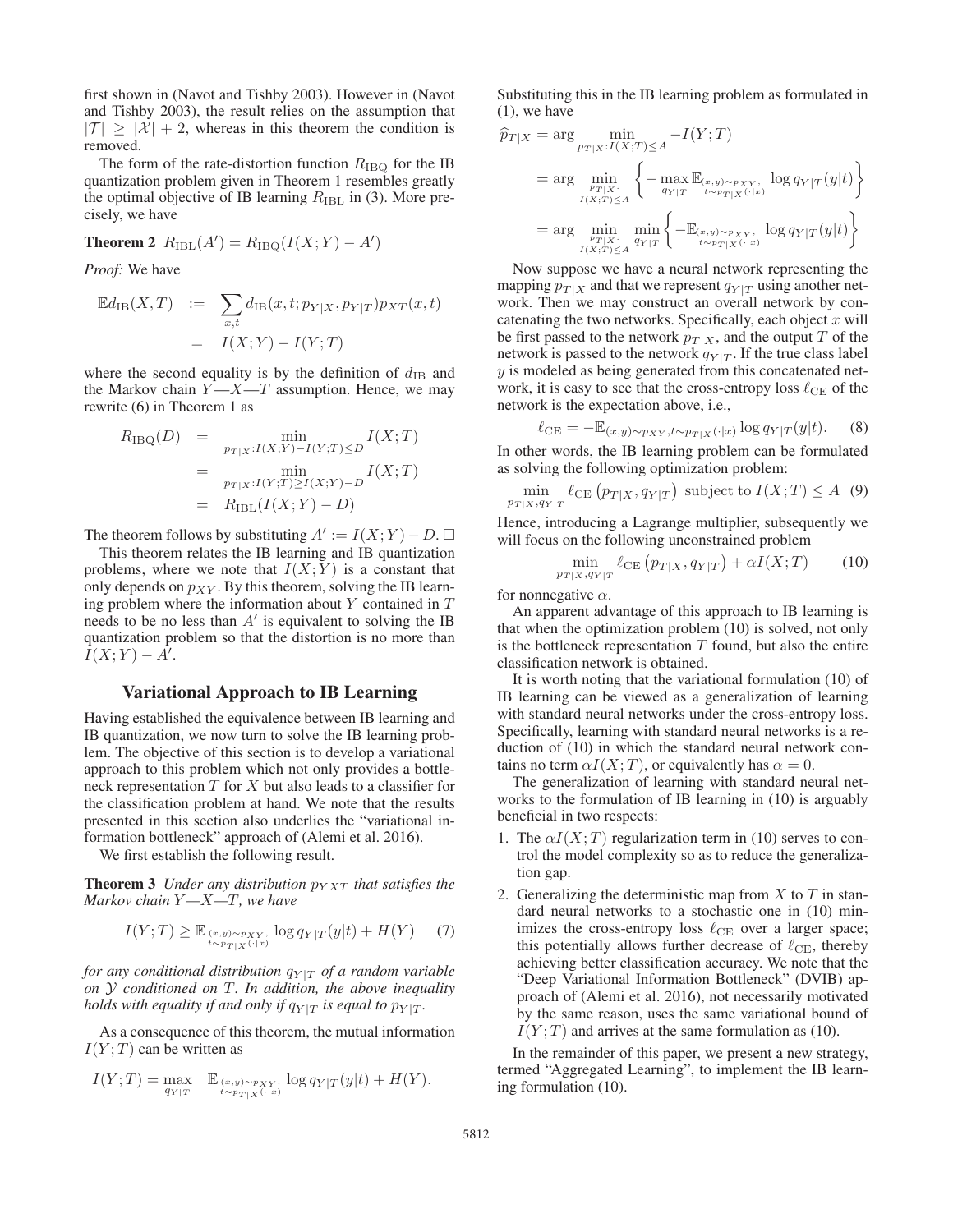first shown in (Navot and Tishby 2003). However in (Navot and Tishby 2003), the result relies on the assumption that $|\mathcal{T}| \geq |\mathcal{X}| + 2$, whereas in this theorem the condition is removed.

The form of the rate-distortion function $R_{\rm IBQ}$ for the IB quantization problem given in Theorem 1 resembles greatly the optimal objective of IB learning $R_{\rm IBL}$ in (3). More precisely, we have

**Theorem 2** $R_{\rm IBL}(A') = R_{\rm IBQ}(I(X;Y) - A')$

*Proof:* We have

$$\begin{aligned} \mathbb{E}d_{\rm IB}(X,T) &:= \sum_{x,t} d_{\rm IB}(x,t;p_{Y|X},p_{Y|T})p_{XT}(x,t) \\ &= I(X;Y) - I(Y;T) \end{aligned}$$

where the second equality is by the definition of $d_{\rm IB}$ and the Markov chain $Y$—$X$—$T$ assumption. Hence, we may rewrite (6) in Theorem 1 as

$$\begin{aligned} R_{\rm IBQ}(D) &= \min_{p_{T|X}: I(X;Y) - I(Y;T) \leq D} I(X;T) \\ &= \min_{p_{T|X}: I(Y;T) \geq I(X;Y) - D} I(X;T) \\ &= R_{\rm IBL}(I(X;Y) - D) \end{aligned}$$

The theorem follows by substituting $A' := I(X;Y) - D$. □

This theorem relates the IB learning and IB quantization problems, where we note that $I(X;Y)$ is a constant that only depends on $p_{XY}$. By this theorem, solving the IB learning problem where the information about $Y$ contained in $T$ needs to be no less than $A'$ is equivalent to solving the IB quantization problem so that the distortion is no more than $I(X;Y) - A'$.

## Variational Approach to IB Learning

Having established the equivalence between IB learning and IB quantization, we now turn to solve the IB learning problem. The objective of this section is to develop a variational approach to this problem which not only provides a bottleneck representation $T$ for $X$ but also leads to a classifier for the classification problem at hand. We note that the results presented in this section also underlies the "variational information bottleneck" approach of (Alemi et al. 2016).

We first establish the following result.

**Theorem 3** *Under any distribution $p_{YXT}$ that satisfies the Markov chain $Y$—$X$—$T$, we have*

$$I(Y;T) \geq \mathbb{E}_{\substack{(x,y)\sim p_{XY}, \\ t\sim p_{T|X}(\cdot|x)}} \log q_{Y|T}(y|t) + H(Y) \quad (7)$$

*for any conditional distribution $q_{Y|T}$ of a random variable on $\mathcal{Y}$ conditioned on $T$. In addition, the above inequality holds with equality if and only if $q_{Y|T}$ is equal to $p_{Y|T}$.*

As a consequence of this theorem, the mutual information $I(Y;T)$ can be written as

$$I(Y;T) = \max_{q_{Y|T}} \quad \mathbb{E}_{\substack{(x,y)\sim p_{XY}, \\ t\sim p_{T|X}(\cdot|x)}} \log q_{Y|T}(y|t) + H(Y).$$

Substituting this in the IB learning problem as formulated in (1), we have

$$\begin{aligned} \widehat{p}_{T|X} &= \arg \min_{p_{T|X}: I(X;T) \leq A} -I(Y;T) \\ &= \arg \min_{\substack{p_{T|X}: \\ I(X;T)\leq A}} \left\{ -\max_{q_{Y|T}} \mathbb{E}_{\substack{(x,y)\sim p_{XY}, \\ t\sim p_{T|X}(\cdot|x)}} \log q_{Y|T}(y|t) \right\} \\ &= \arg \min_{\substack{p_{T|X}: \\ I(X;T)\leq A}} \min_{q_{Y|T}} \left\{ -\mathbb{E}_{\substack{(x,y)\sim p_{XY}, \\ t\sim p_{T|X}(\cdot|x)}} \log q_{Y|T}(y|t) \right\} \end{aligned}$$

Now suppose we have a neural network representing the mapping $p_{T|X}$ and that we represent $q_{Y|T}$ using another network. Then we may construct an overall network by concatenating the two networks. Specifically, each object $x$ will be first passed to the network $p_{T|X}$, and the output $T$ of the network is passed to the network $q_{Y|T}$. If the true class label $y$ is modeled as being generated from this concatenated network, it is easy to see that the cross-entropy loss $\ell_{\rm CE}$ of the network is the expectation above, i.e.,

$$\ell_{\rm CE} = -\mathbb{E}_{(x,y)\sim p_{XY}, t\sim p_{T|X}(\cdot|x)} \log q_{Y|T}(y|t). \quad (8)$$

In other words, the IB learning problem can be formulated as solving the following optimization problem:

$$\min_{p_{T|X}, q_{Y|T}} \ell_{\rm CE}\left(p_{T|X}, q_{Y|T}\right) \text{ subject to } I(X;T) \leq A \quad (9)$$

Hence, introducing a Lagrange multiplier, subsequently we will focus on the following unconstrained problem

$$\min_{p_{T|X}, q_{Y|T}} \ell_{\rm CE}\left(p_{T|X}, q_{Y|T}\right) + \alpha I(X;T) \quad (10)$$

for nonnegative $\alpha$.

An apparent advantage of this approach to IB learning is that when the optimization problem (10) is solved, not only is the bottleneck representation $T$ found, but also the entire classification network is obtained.

It is worth noting that the variational formulation (10) of IB learning can be viewed as a generalization of learning with standard neural networks under the cross-entropy loss. Specifically, learning with standard neural networks is a reduction of (10) in which the standard neural network contains no term $\alpha I(X;T)$, or equivalently has $\alpha = 0$.

The generalization of learning with standard neural networks to the formulation of IB learning in (10) is arguably beneficial in two respects:

1. The $\alpha I(X;T)$ regularization term in (10) serves to control the model complexity so as to reduce the generalization gap.
2. Generalizing the deterministic map from $X$ to $T$ in standard neural networks to a stochastic one in (10) minimizes the cross-entropy loss $\ell_{\rm CE}$ over a larger space; this potentially allows further decrease of $\ell_{\rm CE}$, thereby achieving better classification accuracy. We note that the "Deep Variational Information Bottleneck" (DVIB) approach of (Alemi et al. 2016), not necessarily motivated by the same reason, uses the same variational bound of $I(Y;T)$ and arrives at the same formulation as (10).

In the remainder of this paper, we present a new strategy, termed "Aggregated Learning", to implement the IB learning formulation (10).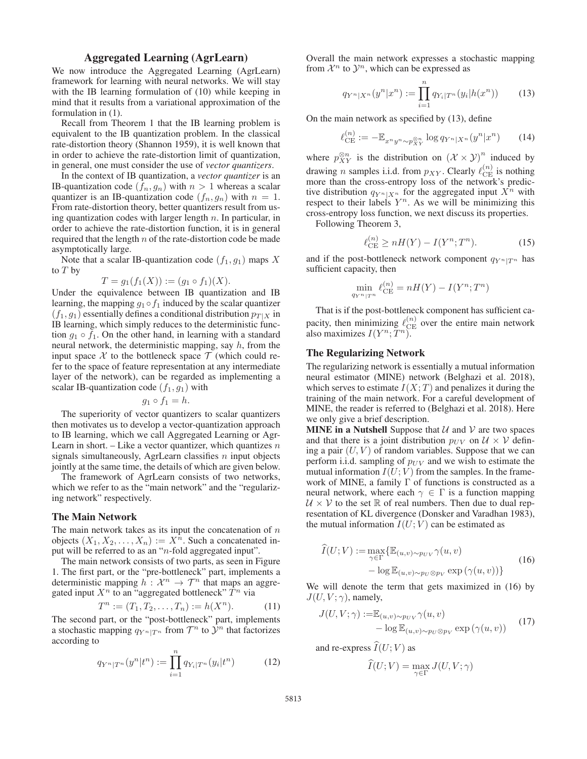## Aggregated Learning (AgrLearn)

We now introduce the Aggregated Learning (AgrLearn) framework for learning with neural networks. We will stay with the IB learning formulation of (10) while keeping in mind that it results from a variational approximation of the formulation in (1).

Recall from Theorem 1 that the IB learning problem is equivalent to the IB quantization problem. In the classical rate-distortion theory (Shannon 1959), it is well known that in order to achieve the rate-distortion limit of quantization, in general, one must consider the use of *vector quantizers*.

In the context of IB quantization, a *vector quantizer* is an IB-quantization code $(f_n, g_n)$ with $n > 1$ whereas a scalar quantizer is an IB-quantization code $(f_n, g_n)$ with $n = 1$. From rate-distortion theory, better quantizers result from using quantization codes with larger length $n$. In particular, in order to achieve the rate-distortion function, it is in general required that the length $n$ of the rate-distortion code be made asymptotically large.

Note that a scalar IB-quantization code $(f_1, g_1)$ maps $X$ to $T$ by

$$T = g_1(f_1(X)) := (g_1 \circ f_1)(X).$$

Under the equivalence between IB quantization and IB learning, the mapping $g_1 \circ f_1$ induced by the scalar quantizer $(f_1, g_1)$ essentially defines a conditional distribution $p_{T|X}$ in IB learning, which simply reduces to the deterministic function $g_1 \circ f_1$. On the other hand, in learning with a standard neural network, the deterministic mapping, say $h$, from the input space $\mathcal{X}$ to the bottleneck space $\mathcal{T}$ (which could refer to the space of feature representation at any intermediate layer of the network), can be regarded as implementing a scalar IB-quantization code $(f_1, g_1)$ with

$$g_1 \circ f_1 = h.$$

The superiority of vector quantizers to scalar quantizers then motivates us to develop a vector-quantization approach to IB learning, which we call Aggregated Learning or AgrLearn in short. – Like a vector quantizer, which quantizes $n$ signals simultaneously, AgrLearn classifies $n$ input objects jointly at the same time, the details of which are given below.

The framework of AgrLearn consists of two networks, which we refer to as the "main network" and the "regularizing network" respectively.

### The Main Network

The main network takes as its input the concatenation of $n$ objects $(X_1, X_2, \ldots, X_n) := X^n$. Such a concatenated input will be referred to as an "$n$-fold aggregated input".

The main network consists of two parts, as seen in Figure 1. The first part, or the "pre-bottleneck" part, implements a deterministic mapping $h : \mathcal{X}^n \to \mathcal{T}^n$ that maps an aggregated input $X^n$ to an "aggregated bottleneck" $T^n$ via

$$T^n := (T_1, T_2, \ldots, T_n) := h(X^n). \tag{11}$$

The second part, or the "post-bottleneck" part, implements a stochastic mapping $q_{Y^n|T^n}$ from $\mathcal{T}^n$ to $\mathcal{Y}^n$ that factorizes according to

$$q_{Y^n|T^n}(y^n|t^n) := \prod_{i=1}^{n} q_{Y_i|T^n}(y_i|t^n) \tag{12}$$

Overall the main network expresses a stochastic mapping from $\mathcal{X}^n$ to $\mathcal{Y}^n$, which can be expressed as

$$q_{Y^n|X^n}(y^n|x^n) := \prod_{i=1}^{n} q_{Y_i|T^n}(y_i|h(x^n)) \tag{13}$$

On the main network as specified by (13), define

$$\ell_{\mathrm{CE}}^{(n)} := -\mathbb{E}_{x^n y^n \sim p_{XY}^{\otimes n}} \log q_{Y^n|X^n}(y^n|x^n) \tag{14}$$

where $p_{XY}^{\otimes n}$ is the distribution on $(\mathcal{X} \times \mathcal{Y})^n$ induced by drawing $n$ samples i.i.d. from $p_{XY}$. Clearly $\ell_{\mathrm{CE}}^{(n)}$ is nothing more than the cross-entropy loss of the network's predictive distribution $q_{Y^n|X^n}$ for the aggregated input $X^n$ with respect to their labels $Y^n$. As we will be minimizing this cross-entropy loss function, we next discuss its properties.

Following Theorem 3,

$$\ell_{\mathrm{CE}}^{(n)} \geq nH(Y) - I(Y^n; T^n). \tag{15}$$

and if the post-bottleneck network component $q_{Y^n|T^n}$ has sufficient capacity, then

$$\min_{q_{Y^n|T^n}} \ell_{\mathrm{CE}}^{(n)} = nH(Y) - I(Y^n; T^n)$$

That is if the post-bottleneck component has sufficient capacity, then minimizing $\ell_{\mathrm{CE}}^{(n)}$ over the entire main network also maximizes $I(Y^n; T^n)$.

### The Regularizing Network

The regularizing network is essentially a mutual information neural estimator (MINE) network (Belghazi et al. 2018), which serves to estimate $I(X; T)$ and penalizes it during the training of the main network. For a careful development of MINE, the reader is referred to (Belghazi et al. 2018). Here we only give a brief description.

**MINE in a Nutshell** Suppose that $\mathcal{U}$ and $\mathcal{V}$ are two spaces and that there is a joint distribution $p_{UV}$ on $\mathcal{U} \times \mathcal{V}$ defining a pair $(U, V)$ of random variables. Suppose that we can perform i.i.d. sampling of $p_{UV}$ and we wish to estimate the mutual information $I(U; V)$ from the samples. In the framework of MINE, a family $\Gamma$ of functions is constructed as a neural network, where each $\gamma \in \Gamma$ is a function mapping $\mathcal{U} \times \mathcal{V}$ to the set $\mathbb{R}$ of real numbers. Then due to dual representation of KL divergence (Donsker and Varadhan 1983), the mutual information $I(U; V)$ can be estimated as

$$\widehat{I}(U; V) := \max_{\gamma \in \Gamma} \{\mathbb{E}_{(u,v) \sim p_{UV}} \gamma(u, v) - \log \mathbb{E}_{(u,v) \sim p_U \otimes p_V} \exp\left(\gamma(u, v)\right)\} \tag{16}$$

We will denote the term that gets maximized in (16) by $J(U, V; \gamma)$, namely,

$$J(U, V; \gamma) := \mathbb{E}_{(u,v) \sim p_{UV}} \gamma(u, v) - \log \mathbb{E}_{(u,v) \sim p_U \otimes p_V} \exp\left(\gamma(u, v)\right) \tag{17}$$

and re-express $\widehat{I}(U; V)$ as

$$\widehat{I}(U; V) = \max_{\gamma \in \Gamma} J(U, V; \gamma)$$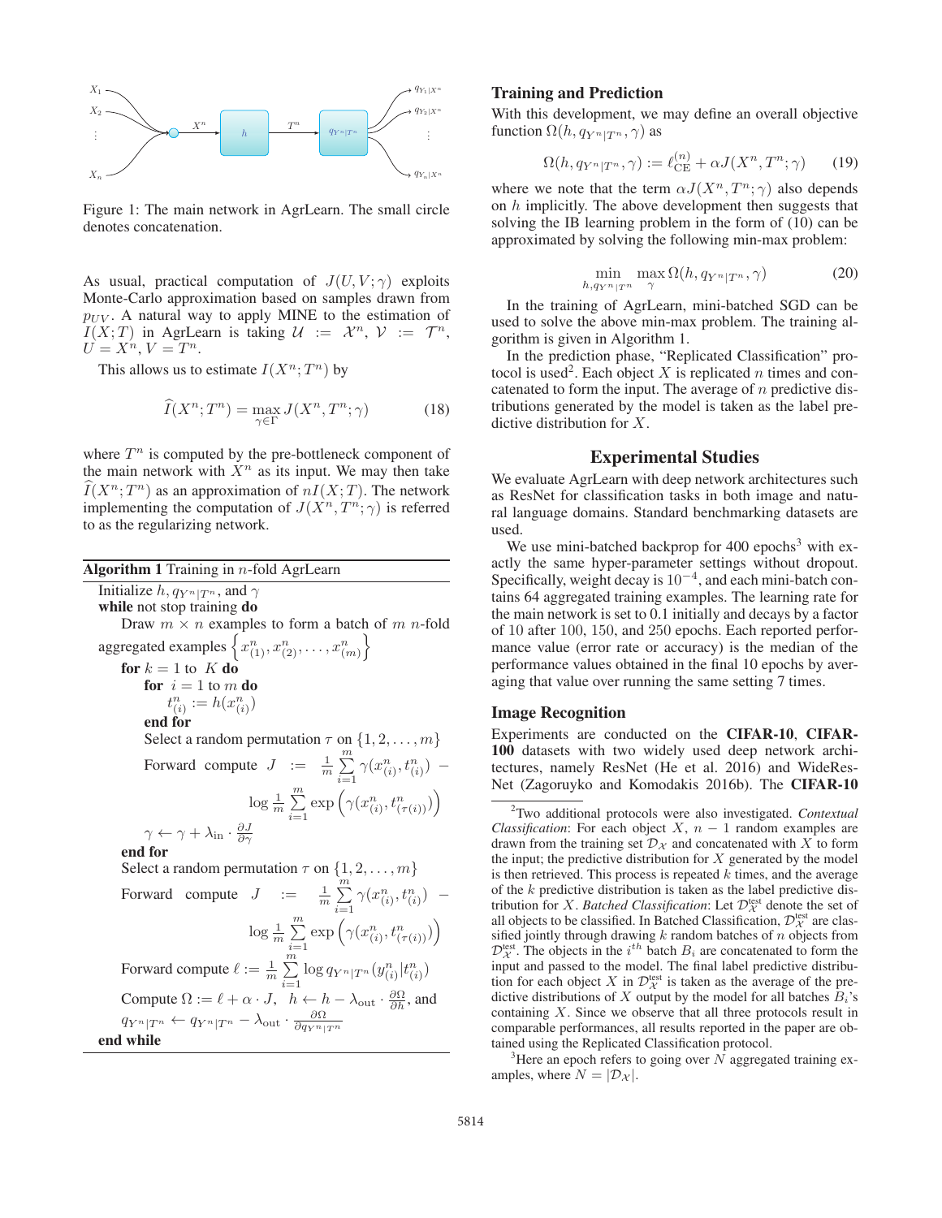Figure 1: The main network in AgrLearn. The small circle denotes concatenation.

As usual, practical computation of $J(U, V; \gamma)$ exploits Monte-Carlo approximation based on samples drawn from $p_{UV}$. A natural way to apply MINE to the estimation of $I(X;T)$ in AgrLearn is taking $\mathcal{U} := \mathcal{X}^n$, $\mathcal{V} := \mathcal{T}^n$, $U = X^n, V = T^n$.

This allows us to estimate $I(X^n; T^n)$ by

$$\widehat{I}(X^n; T^n) = \max_{\gamma \in \Gamma} J(X^n, T^n; \gamma) \tag{18}$$

where $T^n$ is computed by the pre-bottleneck component of the main network with $X^n$ as its input. We may then take $\widehat{I}(X^n; T^n)$ as an approximation of $nI(X;T)$. The network implementing the computation of $J(X^n, T^n; \gamma)$ is referred to as the regularizing network.

**Algorithm 1** Training in $n$-fold AgrLearn

```
Initialize h, q_{Y^n|T^n}, and γ
while not stop training do
    Draw m × n examples to form a batch of m n-fold aggregated examples {x^n_(1), x^n_(2), ..., x^n_(m)}
    for k = 1 to K do
        for i = 1 to m do
            t^n_(i) := h(x^n_(i))
        end for
        Select a random permutation τ on {1, 2, ..., m}
        Forward compute J := (1/m) Σ_{i=1}^m γ(x^n_(i), t^n_(i)) − log (1/m) Σ_{i=1}^m exp(γ(x^n_(i), t^n_(τ(i))))
        γ ← γ + λ_in · ∂J/∂γ
    end for
    Select a random permutation τ on {1, 2, ..., m}
    Forward compute J := (1/m) Σ_{i=1}^m γ(x^n_(i), t^n_(i)) − log (1/m) Σ_{i=1}^m exp(γ(x^n_(i), t^n_(τ(i))))
    Forward compute ℓ := (1/m) Σ_{i=1}^m log q_{Y^n|T^n}(y^n_(i)|t^n_(i))
    Compute Ω := ℓ + α · J,  h ← h − λ_out · ∂Ω/∂h, and q_{Y^n|T^n} ← q_{Y^n|T^n} − λ_out · ∂Ω/∂q_{Y^n|T^n}
end while
```

### Training and Prediction

With this development, we may define an overall objective function $\Omega(h, q_{Y^n|T^n}, \gamma)$ as

$$\Omega(h, q_{Y^n|T^n}, \gamma) := \ell^{(n)}_{\text{CE}} + \alpha J(X^n, T^n; \gamma) \tag{19}$$

where we note that the term $\alpha J(X^n, T^n; \gamma)$ also depends on $h$ implicitly. The above development then suggests that solving the IB learning problem in the form of (10) can be approximated by solving the following min-max problem:

$$\min_{h, q_{Y^n|T^n}} \max_{\gamma} \Omega(h, q_{Y^n|T^n}, \gamma) \tag{20}$$

In the training of AgrLearn, mini-batched SGD can be used to solve the above min-max problem. The training algorithm is given in Algorithm 1.

In the prediction phase, "Replicated Classification" protocol is used[2]. Each object $X$ is replicated $n$ times and concatenated to form the input. The average of $n$ predictive distributions generated by the model is taken as the label predictive distribution for $X$.

## Experimental Studies

We evaluate AgrLearn with deep network architectures such as ResNet for classification tasks in both image and natural language domains. Standard benchmarking datasets are used.

We use mini-batched backprop for 400 epochs[3] with exactly the same hyper-parameter settings without dropout. Specifically, weight decay is $10^{-4}$, and each mini-batch contains 64 aggregated training examples. The learning rate for the main network is set to 0.1 initially and decays by a factor of 10 after 100, 150, and 250 epochs. Each reported performance value (error rate or accuracy) is the median of the performance values obtained in the final 10 epochs by averaging that value over running the same setting 7 times.

### Image Recognition

Experiments are conducted on the **CIFAR-10**, **CIFAR-100** datasets with two widely used deep network architectures, namely ResNet (He et al. 2016) and WideResNet (Zagoruyko and Komodakis 2016b). The **CIFAR-10**

[2] Two additional protocols were also investigated. *Contextual Classification*: For each object $X$, $n-1$ random examples are drawn from the training set $\mathcal{D}_{\mathcal{X}}$ and concatenated with $X$ to form the input; the predictive distribution for $X$ generated by the model is then retrieved. This process is repeated $k$ times, and the average of the $k$ predictive distribution is taken as the label predictive distribution for $X$. *Batched Classification*: Let $\mathcal{D}^{\text{test}}_{\mathcal{X}}$ denote the set of all objects to be classified. In Batched Classification, $\mathcal{D}^{\text{test}}_{\mathcal{X}}$ are classified jointly through drawing $k$ random batches of $n$ objects from $\mathcal{D}^{\text{test}}_{\mathcal{X}}$. The objects in the $i^{th}$ batch $B_i$ are concatenated to form the input and passed to the model. The final label predictive distribution for each object $X$ in $\mathcal{D}^{\text{test}}_{\mathcal{X}}$ is taken as the average of the predictive distributions of $X$ output by the model for all batches $B_i$'s containing $X$. Since we observe that all three protocols result in comparable performances, all results reported in the paper are obtained using the Replicated Classification protocol.

[3] Here an epoch refers to going over $N$ aggregated training examples, where $N = |\mathcal{D}_{\mathcal{X}}|$.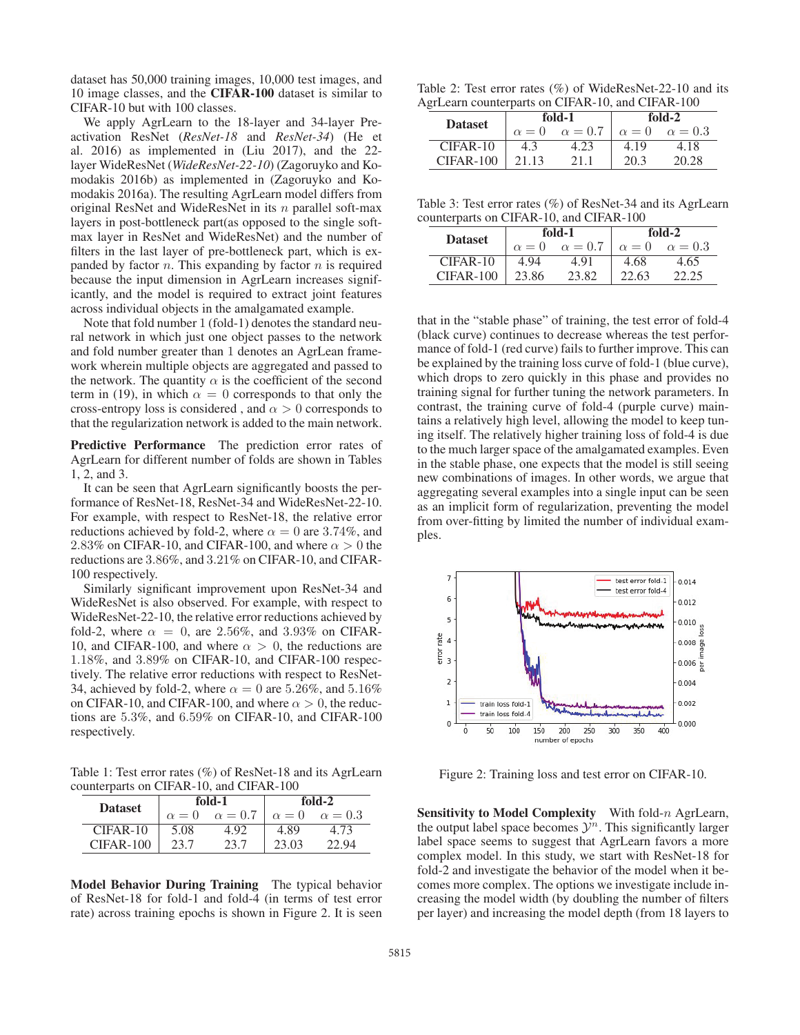dataset has 50,000 training images, 10,000 test images, and 10 image classes, and the **CIFAR-100** dataset is similar to CIFAR-10 but with 100 classes.

We apply AgrLearn to the 18-layer and 34-layer Pre-activation ResNet (*ResNet-18* and *ResNet-34*) (He et al. 2016) as implemented in (Liu 2017), and the 22-layer WideResNet (*WideResNet-22-10*) (Zagoruyko and Komodakis 2016b) as implemented in (Zagoruyko and Komodakis 2016a). The resulting AgrLearn model differs from original ResNet and WideResNet in its $n$ parallel soft-max layers in post-bottleneck part(as opposed to the single soft-max layer in ResNet and WideResNet) and the number of filters in the last layer of pre-bottleneck part, which is expanded by factor $n$. This expanding by factor $n$ is required because the input dimension in AgrLearn increases significantly, and the model is required to extract joint features across individual objects in the amalgamated example.

Note that fold number 1 (fold-1) denotes the standard neural network in which just one object passes to the network and fold number greater than 1 denotes an AgrLean framework wherein multiple objects are aggregated and passed to the network. The quantity $\alpha$ is the coefficient of the second term in (19), in which $\alpha = 0$ corresponds to that only the cross-entropy loss is considered , and $\alpha > 0$ corresponds to that the regularization network is added to the main network.

**Predictive Performance** The prediction error rates of AgrLearn for different number of folds are shown in Tables 1, 2, and 3.

It can be seen that AgrLearn significantly boosts the performance of ResNet-18, ResNet-34 and WideResNet-22-10. For example, with respect to ResNet-18, the relative error reductions achieved by fold-2, where $\alpha = 0$ are $3.74\%$, and $2.83\%$ on CIFAR-10, and CIFAR-100, and where $\alpha > 0$ the reductions are $3.86\%$, and $3.21\%$ on CIFAR-10, and CIFAR-100 respectively.

Similarly significant improvement upon ResNet-34 and WideResNet is also observed. For example, with respect to WideResNet-22-10, the relative error reductions achieved by fold-2, where $\alpha = 0$, are $2.56\%$, and $3.93\%$ on CIFAR-10, and CIFAR-100, and where $\alpha > 0$, the reductions are $1.18\%$, and $3.89\%$ on CIFAR-10, and CIFAR-100 respectively. The relative error reductions with respect to ResNet-34, achieved by fold-2, where $\alpha = 0$ are $5.26\%$, and $5.16\%$ on CIFAR-10, and CIFAR-100, and where $\alpha > 0$, the reductions are $5.3\%$, and $6.59\%$ on CIFAR-10, and CIFAR-100 respectively.

Table 1: Test error rates (%) of ResNet-18 and its AgrLearn counterparts on CIFAR-10, and CIFAR-100

| Dataset | fold-1 | | fold-2 | |
|---|---|---|---|---|
| | $\alpha = 0$ | $\alpha = 0.7$ | $\alpha = 0$ | $\alpha = 0.3$ |
| CIFAR-10 | 5.08 | 4.92 | 4.89 | 4.73 |
| CIFAR-100 | 23.7 | 23.7 | 23.03 | 22.94 |

**Model Behavior During Training** The typical behavior of ResNet-18 for fold-1 and fold-4 (in terms of test error rate) across training epochs is shown in Figure 2. It is seen that in the "stable phase" of training, the test error of fold-4 (black curve) continues to decrease whereas the test performance of fold-1 (red curve) fails to further improve. This can be explained by the training loss curve of fold-1 (blue curve), which drops to zero quickly in this phase and provides no training signal for further tuning the network parameters. In contrast, the training curve of fold-4 (purple curve) maintains a relatively high level, allowing the model to keep tuning itself. The relatively higher training loss of fold-4 is due to the much larger space of the amalgamated examples. Even in the stable phase, one expects that the model is still seeing new combinations of images. In other words, we argue that aggregating several examples into a single input can be seen as an implicit form of regularization, preventing the model from over-fitting by limited the number of individual examples.

Table 2: Test error rates (%) of WideResNet-22-10 and its AgrLearn counterparts on CIFAR-10, and CIFAR-100

| Dataset | fold-1 | | fold-2 | |
|---|---|---|---|---|
| | $\alpha = 0$ | $\alpha = 0.7$ | $\alpha = 0$ | $\alpha = 0.3$ |
| CIFAR-10 | 4.3 | 4.23 | 4.19 | 4.18 |
| CIFAR-100 | 21.13 | 21.1 | 20.3 | 20.28 |

Table 3: Test error rates (%) of ResNet-34 and its AgrLearn counterparts on CIFAR-10, and CIFAR-100

| Dataset | fold-1 | | fold-2 | |
|---|---|---|---|---|
| | $\alpha = 0$ | $\alpha = 0.7$ | $\alpha = 0$ | $\alpha = 0.3$ |
| CIFAR-10 | 4.94 | 4.91 | 4.68 | 4.65 |
| CIFAR-100 | 23.86 | 23.82 | 22.63 | 22.25 |

Figure 2: Training loss and test error on CIFAR-10.

**Sensitivity to Model Complexity** With fold-$n$ AgrLearn, the output label space becomes $\mathcal{Y}^n$. This significantly larger label space seems to suggest that AgrLearn favors a more complex model. In this study, we start with ResNet-18 for fold-2 and investigate the behavior of the model when it becomes more complex. The options we investigate include increasing the model width (by doubling the number of filters per layer) and increasing the model depth (from 18 layers to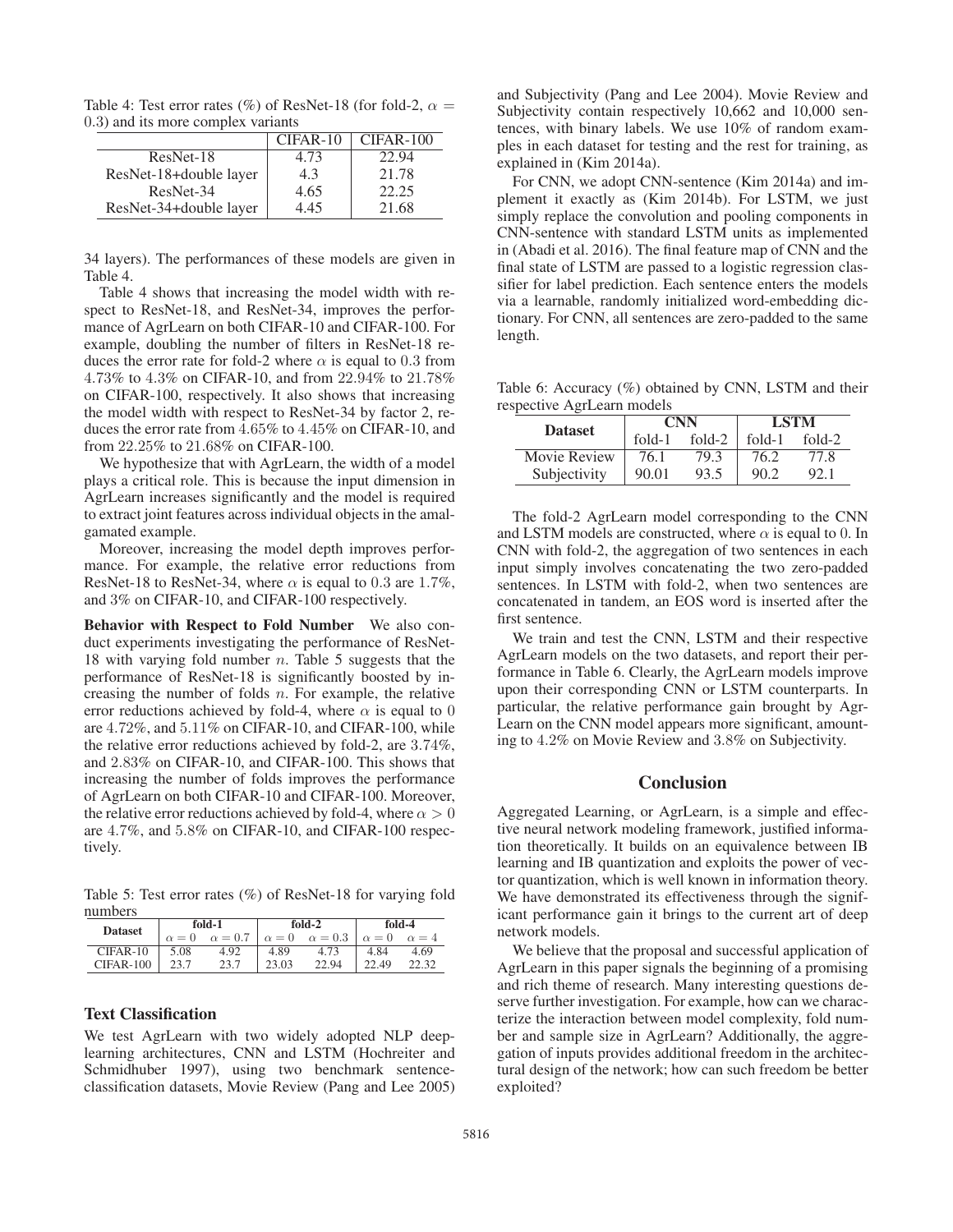Table 4: Test error rates (%) of ResNet-18 (for fold-2, $\alpha = 0.3$) and its more complex variants

| | CIFAR-10 | CIFAR-100 |
|---|---|---|
| ResNet-18 | 4.73 | 22.94 |
| ResNet-18+double layer | 4.3 | 21.78 |
| ResNet-34 | 4.65 | 22.25 |
| ResNet-34+double layer | 4.45 | 21.68 |

34 layers). The performances of these models are given in Table 4.

Table 4 shows that increasing the model width with respect to ResNet-18, and ResNet-34, improves the performance of AgrLearn on both CIFAR-10 and CIFAR-100. For example, doubling the number of filters in ResNet-18 reduces the error rate for fold-2 where $\alpha$ is equal to $0.3$ from $4.73\%$ to $4.3\%$ on CIFAR-10, and from $22.94\%$ to $21.78\%$ on CIFAR-100, respectively. It also shows that increasing the model width with respect to ResNet-34 by factor 2, reduces the error rate from $4.65\%$ to $4.45\%$ on CIFAR-10, and from $22.25\%$ to $21.68\%$ on CIFAR-100.

We hypothesize that with AgrLearn, the width of a model plays a critical role. This is because the input dimension in AgrLearn increases significantly and the model is required to extract joint features across individual objects in the amalgamated example.

Moreover, increasing the model depth improves performance. For example, the relative error reductions from ResNet-18 to ResNet-34, where $\alpha$ is equal to $0.3$ are $1.7\%$, and $3\%$ on CIFAR-10, and CIFAR-100 respectively.

**Behavior with Respect to Fold Number** We also conduct experiments investigating the performance of ResNet-18 with varying fold number $n$. Table 5 suggests that the performance of ResNet-18 is significantly boosted by increasing the number of folds $n$. For example, the relative error reductions achieved by fold-4, where $\alpha$ is equal to 0 are $4.72\%$, and $5.11\%$ on CIFAR-10, and CIFAR-100, while the relative error reductions achieved by fold-2, are $3.74\%$, and $2.83\%$ on CIFAR-10, and CIFAR-100. This shows that increasing the number of folds improves the performance of AgrLearn on both CIFAR-10 and CIFAR-100. Moreover, the relative error reductions achieved by fold-4, where $\alpha > 0$ are $4.7\%$, and $5.8\%$ on CIFAR-10, and CIFAR-100 respectively.

Table 5: Test error rates (%) of ResNet-18 for varying fold numbers

| Dataset | fold-1 | | fold-2 | | fold-4 | |
|---|---|---|---|---|---|---|
| | $\alpha = 0$ | $\alpha = 0.7$ | $\alpha = 0$ | $\alpha = 0.3$ | $\alpha = 0$ | $\alpha = 4$ |
| CIFAR-10 | 5.08 | 4.92 | 4.89 | 4.73 | 4.84 | 4.69 |
| CIFAR-100 | 23.7 | 23.7 | 23.03 | 22.94 | 22.49 | 22.32 |

### Text Classification

We test AgrLearn with two widely adopted NLP deep-learning architectures, CNN and LSTM (Hochreiter and Schmidhuber 1997), using two benchmark sentence-classification datasets, Movie Review (Pang and Lee 2005) and Subjectivity (Pang and Lee 2004). Movie Review and Subjectivity contain respectively 10,662 and 10,000 sentences, with binary labels. We use 10% of random examples in each dataset for testing and the rest for training, as explained in (Kim 2014a).

For CNN, we adopt CNN-sentence (Kim 2014a) and implement it exactly as (Kim 2014b). For LSTM, we just simply replace the convolution and pooling components in CNN-sentence with standard LSTM units as implemented in (Abadi et al. 2016). The final feature map of CNN and the final state of LSTM are passed to a logistic regression classifier for label prediction. Each sentence enters the models via a learnable, randomly initialized word-embedding dictionary. For CNN, all sentences are zero-padded to the same length.

Table 6: Accuracy (%) obtained by CNN, LSTM and their respective AgrLearn models

| Dataset | CNN | | LSTM | |
|---|---|---|---|---|
| | fold-1 | fold-2 | fold-1 | fold-2 |
| Movie Review | 76.1 | 79.3 | 76.2 | 77.8 |
| Subjectivity | 90.01 | 93.5 | 90.2 | 92.1 |

The fold-2 AgrLearn model corresponding to the CNN and LSTM models are constructed, where $\alpha$ is equal to 0. In CNN with fold-2, the aggregation of two sentences in each input simply involves concatenating the two zero-padded sentences. In LSTM with fold-2, when two sentences are concatenated in tandem, an EOS word is inserted after the first sentence.

We train and test the CNN, LSTM and their respective AgrLearn models on the two datasets, and report their performance in Table 6. Clearly, the AgrLearn models improve upon their corresponding CNN or LSTM counterparts. In particular, the relative performance gain brought by AgrLearn on the CNN model appears more significant, amounting to $4.2\%$ on Movie Review and $3.8\%$ on Subjectivity.

## Conclusion

Aggregated Learning, or AgrLearn, is a simple and effective neural network modeling framework, justified information theoretically. It builds on an equivalence between IB learning and IB quantization and exploits the power of vector quantization, which is well known in information theory. We have demonstrated its effectiveness through the significant performance gain it brings to the current art of deep network models.

We believe that the proposal and successful application of AgrLearn in this paper signals the beginning of a promising and rich theme of research. Many interesting questions deserve further investigation. For example, how can we characterize the interaction between model complexity, fold number and sample size in AgrLearn? Additionally, the aggregation of inputs provides additional freedom in the architectural design of the network; how can such freedom be better exploited?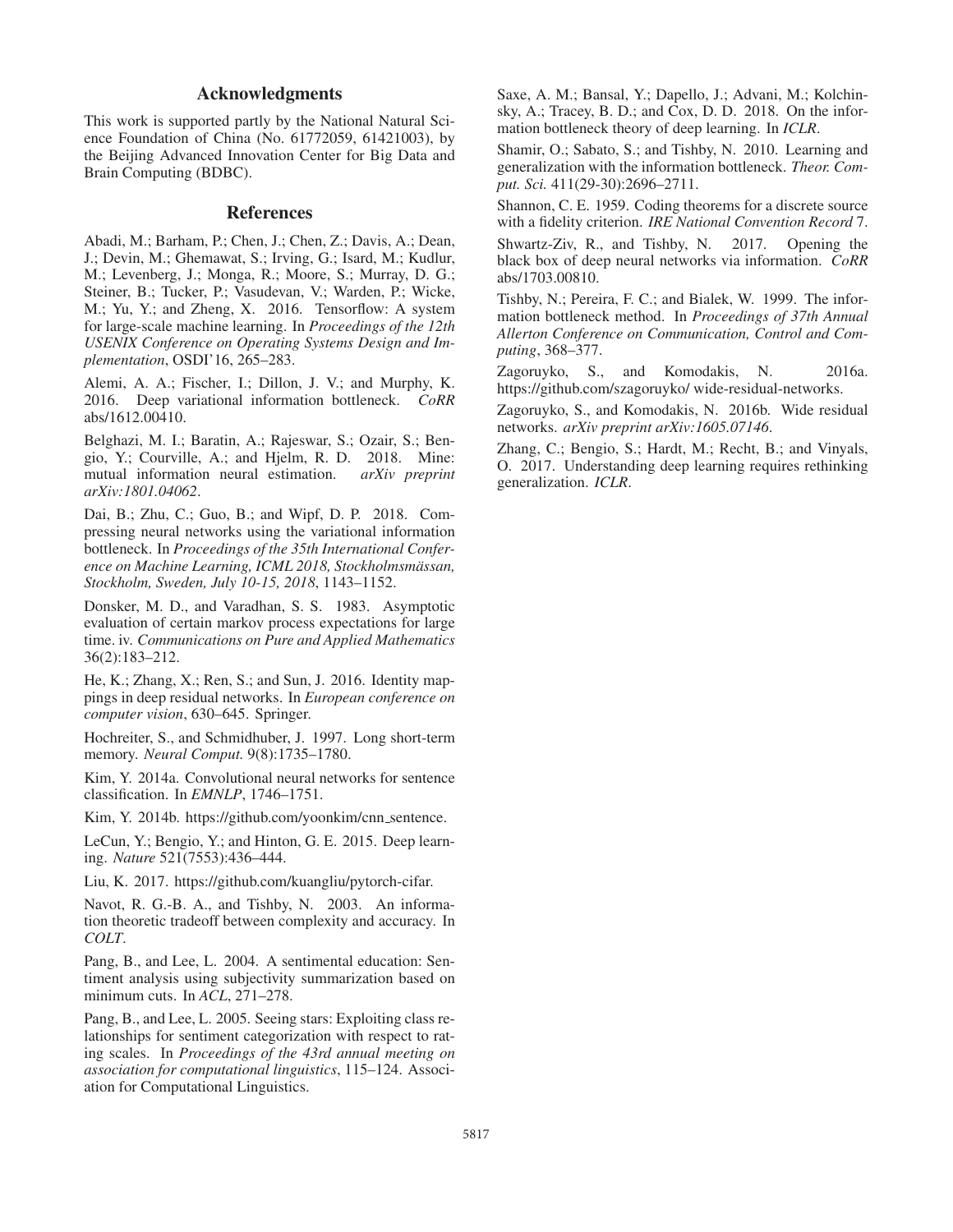## Acknowledgments

This work is supported partly by the National Natural Science Foundation of China (No. 61772059, 61421003), by the Beijing Advanced Innovation Center for Big Data and Brain Computing (BDBC).

## References

Abadi, M.; Barham, P.; Chen, J.; Chen, Z.; Davis, A.; Dean, J.; Devin, M.; Ghemawat, S.; Irving, G.; Isard, M.; Kudlur, M.; Levenberg, J.; Monga, R.; Moore, S.; Murray, D. G.; Steiner, B.; Tucker, P.; Vasudevan, V.; Warden, P.; Wicke, M.; Yu, Y.; and Zheng, X. 2016. Tensorflow: A system for large-scale machine learning. In *Proceedings of the 12th USENIX Conference on Operating Systems Design and Implementation*, OSDI'16, 265–283.

Alemi, A. A.; Fischer, I.; Dillon, J. V.; and Murphy, K. 2016. Deep variational information bottleneck. *CoRR* abs/1612.00410.

Belghazi, M. I.; Baratin, A.; Rajeswar, S.; Ozair, S.; Bengio, Y.; Courville, A.; and Hjelm, R. D. 2018. Mine: mutual information neural estimation. *arXiv preprint arXiv:1801.04062*.

Dai, B.; Zhu, C.; Guo, B.; and Wipf, D. P. 2018. Compressing neural networks using the variational information bottleneck. In *Proceedings of the 35th International Conference on Machine Learning, ICML 2018, Stockholmsmässan, Stockholm, Sweden, July 10-15, 2018*, 1143–1152.

Donsker, M. D., and Varadhan, S. S. 1983. Asymptotic evaluation of certain markov process expectations for large time. iv. *Communications on Pure and Applied Mathematics* 36(2):183–212.

He, K.; Zhang, X.; Ren, S.; and Sun, J. 2016. Identity mappings in deep residual networks. In *European conference on computer vision*, 630–645. Springer.

Hochreiter, S., and Schmidhuber, J. 1997. Long short-term memory. *Neural Comput.* 9(8):1735–1780.

Kim, Y. 2014a. Convolutional neural networks for sentence classification. In *EMNLP*, 1746–1751.

Kim, Y. 2014b. https://github.com/yoonkim/cnn_sentence.

LeCun, Y.; Bengio, Y.; and Hinton, G. E. 2015. Deep learning. *Nature* 521(7553):436–444.

Liu, K. 2017. https://github.com/kuangliu/pytorch-cifar.

Navot, R. G.-B. A., and Tishby, N. 2003. An information theoretic tradeoff between complexity and accuracy. In *COLT*.

Pang, B., and Lee, L. 2004. A sentimental education: Sentiment analysis using subjectivity summarization based on minimum cuts. In *ACL*, 271–278.

Pang, B., and Lee, L. 2005. Seeing stars: Exploiting class relationships for sentiment categorization with respect to rating scales. In *Proceedings of the 43rd annual meeting on association for computational linguistics*, 115–124. Association for Computational Linguistics.

Saxe, A. M.; Bansal, Y.; Dapello, J.; Advani, M.; Kolchinsky, A.; Tracey, B. D.; and Cox, D. D. 2018. On the information bottleneck theory of deep learning. In *ICLR*.

Shamir, O.; Sabato, S.; and Tishby, N. 2010. Learning and generalization with the information bottleneck. *Theor. Comput. Sci.* 411(29-30):2696–2711.

Shannon, C. E. 1959. Coding theorems for a discrete source with a fidelity criterion. *IRE National Convention Record* 7.

Shwartz-Ziv, R., and Tishby, N. 2017. Opening the black box of deep neural networks via information. *CoRR* abs/1703.00810.

Tishby, N.; Pereira, F. C.; and Bialek, W. 1999. The information bottleneck method. In *Proceedings of 37th Annual Allerton Conference on Communication, Control and Computing*, 368–377.

Zagoruyko, S., and Komodakis, N. 2016a. https://github.com/szagoruyko/ wide-residual-networks.

Zagoruyko, S., and Komodakis, N. 2016b. Wide residual networks. *arXiv preprint arXiv:1605.07146*.

Zhang, C.; Bengio, S.; Hardt, M.; Recht, B.; and Vinyals, O. 2017. Understanding deep learning requires rethinking generalization. *ICLR*.